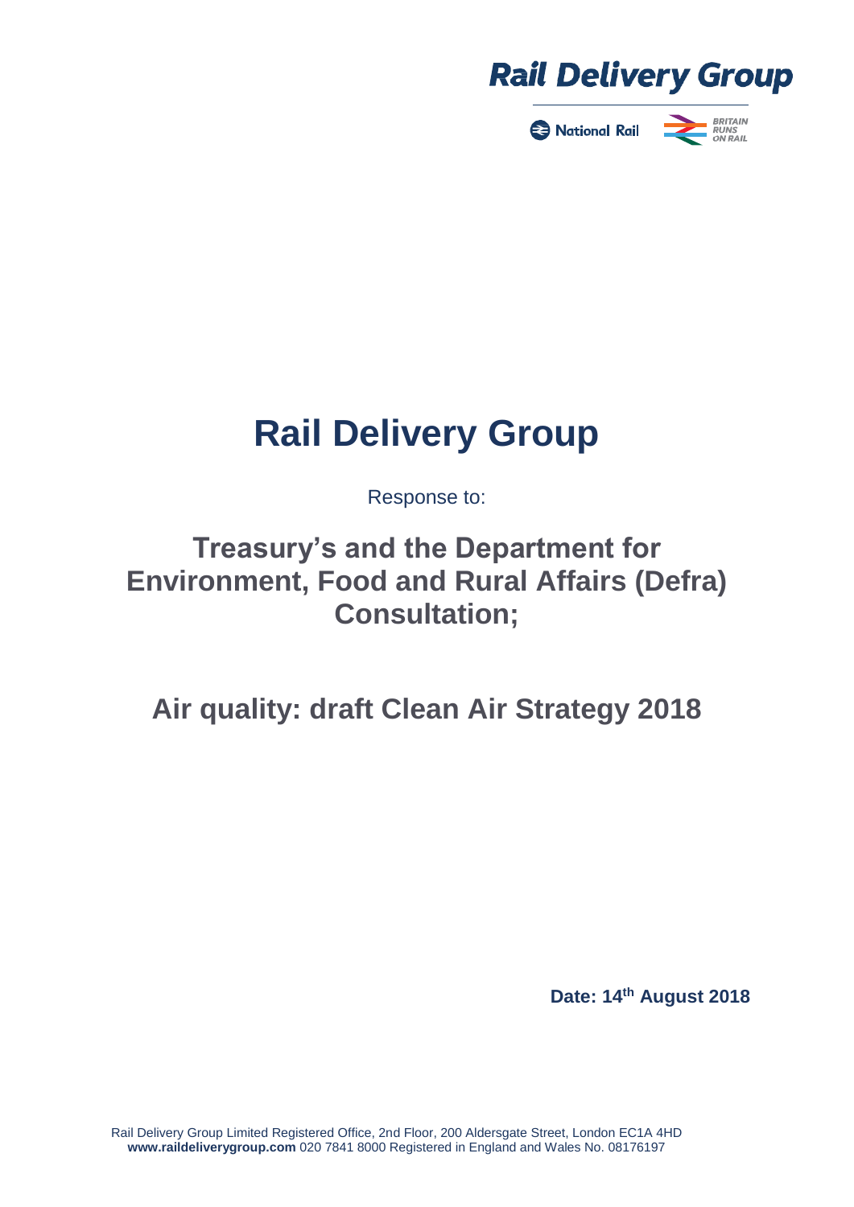# Rail Delivery Group

Response to:

## Treasury's and the Department for Environment, Food and Rural Affairs (Defra) Consultation;

## Air quality: draft Clean Air Strategy 2018

**Date: 14th August 2018**

Rail Delivery Group Limited Registered Office, 2nd Floor, 200 Aldersgate Street, London EC1A 4HD
**www.raildeliverygroup.com** 020 7841 8000 Registered in England and Wales No. 08176197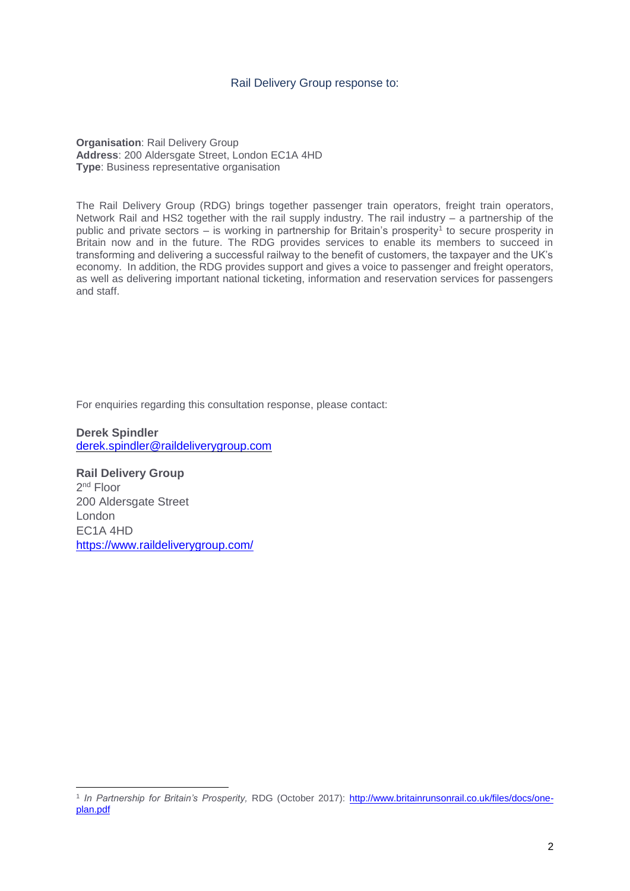Rail Delivery Group response to:

**Organisation**: Rail Delivery Group
**Address**: 200 Aldersgate Street, London EC1A 4HD
**Type**: Business representative organisation

The Rail Delivery Group (RDG) brings together passenger train operators, freight train operators, Network Rail and HS2 together with the rail supply industry. The rail industry – a partnership of the public and private sectors – is working in partnership for Britain's prosperity[1] to secure prosperity in Britain now and in the future. The RDG provides services to enable its members to succeed in transforming and delivering a successful railway to the benefit of customers, the taxpayer and the UK's economy. In addition, the RDG provides support and gives a voice to passenger and freight operators, as well as delivering important national ticketing, information and reservation services for passengers and staff.

For enquiries regarding this consultation response, please contact:

**Derek Spindler**
[derek.spindler@raildeliverygroup.com](mailto:derek.spindler@raildeliverygroup.com)

**Rail Delivery Group**
2nd Floor
200 Aldersgate Street
London
EC1A 4HD
[https://www.raildeliverygroup.com/](https://www.raildeliverygroup.com/)

[1] *In Partnership for Britain's Prosperity,* RDG (October 2017): [http://www.britainrunsonrail.co.uk/files/docs/one-plan.pdf](http://www.britainrunsonrail.co.uk/files/docs/one-plan.pdf)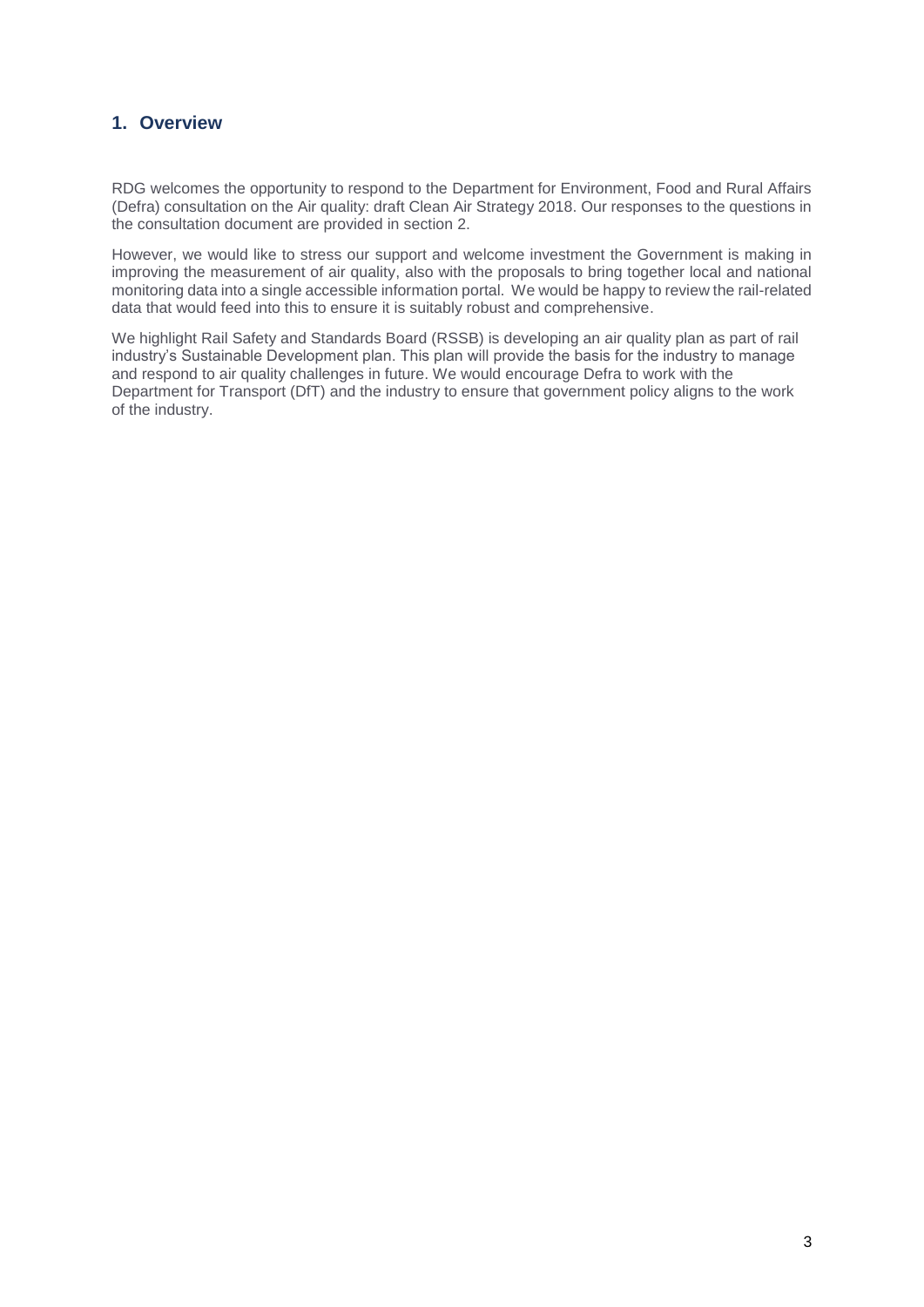## 1. Overview

RDG welcomes the opportunity to respond to the Department for Environment, Food and Rural Affairs (Defra) consultation on the Air quality: draft Clean Air Strategy 2018. Our responses to the questions in the consultation document are provided in section 2.

However, we would like to stress our support and welcome investment the Government is making in improving the measurement of air quality, also with the proposals to bring together local and national monitoring data into a single accessible information portal. We would be happy to review the rail-related data that would feed into this to ensure it is suitably robust and comprehensive.

We highlight Rail Safety and Standards Board (RSSB) is developing an air quality plan as part of rail industry's Sustainable Development plan. This plan will provide the basis for the industry to manage and respond to air quality challenges in future. We would encourage Defra to work with the Department for Transport (DfT) and the industry to ensure that government policy aligns to the work of the industry.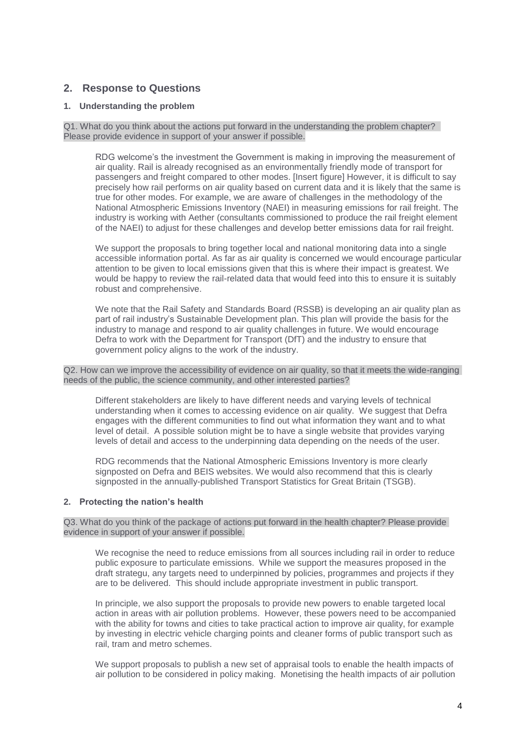## 2. Response to Questions

### 1. Understanding the problem

Q1. What do you think about the actions put forward in the understanding the problem chapter? Please provide evidence in support of your answer if possible.

RDG welcome's the investment the Government is making in improving the measurement of air quality. Rail is already recognised as an environmentally friendly mode of transport for passengers and freight compared to other modes. [Insert figure] However, it is difficult to say precisely how rail performs on air quality based on current data and it is likely that the same is true for other modes. For example, we are aware of challenges in the methodology of the National Atmospheric Emissions Inventory (NAEI) in measuring emissions for rail freight. The industry is working with Aether (consultants commissioned to produce the rail freight element of the NAEI) to adjust for these challenges and develop better emissions data for rail freight.

We support the proposals to bring together local and national monitoring data into a single accessible information portal. As far as air quality is concerned we would encourage particular attention to be given to local emissions given that this is where their impact is greatest. We would be happy to review the rail-related data that would feed into this to ensure it is suitably robust and comprehensive.

We note that the Rail Safety and Standards Board (RSSB) is developing an air quality plan as part of rail industry's Sustainable Development plan. This plan will provide the basis for the industry to manage and respond to air quality challenges in future. We would encourage Defra to work with the Department for Transport (DfT) and the industry to ensure that government policy aligns to the work of the industry.

Q2. How can we improve the accessibility of evidence on air quality, so that it meets the wide-ranging needs of the public, the science community, and other interested parties?

Different stakeholders are likely to have different needs and varying levels of technical understanding when it comes to accessing evidence on air quality. We suggest that Defra engages with the different communities to find out what information they want and to what level of detail. A possible solution might be to have a single website that provides varying levels of detail and access to the underpinning data depending on the needs of the user.

RDG recommends that the National Atmospheric Emissions Inventory is more clearly signposted on Defra and BEIS websites. We would also recommend that this is clearly signposted in the annually-published Transport Statistics for Great Britain (TSGB).

### 2. Protecting the nation's health

Q3. What do you think of the package of actions put forward in the health chapter? Please provide evidence in support of your answer if possible.

We recognise the need to reduce emissions from all sources including rail in order to reduce public exposure to particulate emissions. While we support the measures proposed in the draft strategu, any targets need to underpinned by policies, programmes and projects if they are to be delivered. This should include appropriate investment in public transport.

In principle, we also support the proposals to provide new powers to enable targeted local action in areas with air pollution problems. However, these powers need to be accompanied with the ability for towns and cities to take practical action to improve air quality, for example by investing in electric vehicle charging points and cleaner forms of public transport such as rail, tram and metro schemes.

We support proposals to publish a new set of appraisal tools to enable the health impacts of air pollution to be considered in policy making. Monetising the health impacts of air pollution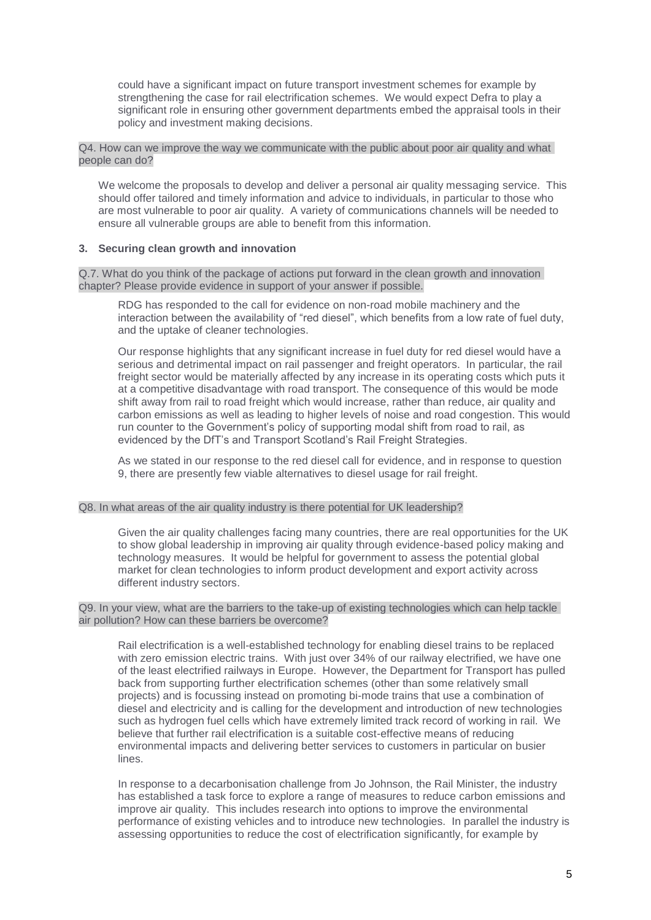could have a significant impact on future transport investment schemes for example by strengthening the case for rail electrification schemes. We would expect Defra to play a significant role in ensuring other government departments embed the appraisal tools in their policy and investment making decisions.

Q4. How can we improve the way we communicate with the public about poor air quality and what people can do?

We welcome the proposals to develop and deliver a personal air quality messaging service. This should offer tailored and timely information and advice to individuals, in particular to those who are most vulnerable to poor air quality. A variety of communications channels will be needed to ensure all vulnerable groups are able to benefit from this information.

### 3. Securing clean growth and innovation

Q.7. What do you think of the package of actions put forward in the clean growth and innovation chapter? Please provide evidence in support of your answer if possible.

RDG has responded to the call for evidence on non-road mobile machinery and the interaction between the availability of "red diesel", which benefits from a low rate of fuel duty, and the uptake of cleaner technologies.

Our response highlights that any significant increase in fuel duty for red diesel would have a serious and detrimental impact on rail passenger and freight operators. In particular, the rail freight sector would be materially affected by any increase in its operating costs which puts it at a competitive disadvantage with road transport. The consequence of this would be mode shift away from rail to road freight which would increase, rather than reduce, air quality and carbon emissions as well as leading to higher levels of noise and road congestion. This would run counter to the Government's policy of supporting modal shift from road to rail, as evidenced by the DfT's and Transport Scotland's Rail Freight Strategies.

As we stated in our response to the red diesel call for evidence, and in response to question 9, there are presently few viable alternatives to diesel usage for rail freight.

Q8. In what areas of the air quality industry is there potential for UK leadership?

Given the air quality challenges facing many countries, there are real opportunities for the UK to show global leadership in improving air quality through evidence-based policy making and technology measures. It would be helpful for government to assess the potential global market for clean technologies to inform product development and export activity across different industry sectors.

Q9. In your view, what are the barriers to the take-up of existing technologies which can help tackle air pollution? How can these barriers be overcome?

Rail electrification is a well-established technology for enabling diesel trains to be replaced with zero emission electric trains. With just over 34% of our railway electrified, we have one of the least electrified railways in Europe. However, the Department for Transport has pulled back from supporting further electrification schemes (other than some relatively small projects) and is focussing instead on promoting bi-mode trains that use a combination of diesel and electricity and is calling for the development and introduction of new technologies such as hydrogen fuel cells which have extremely limited track record of working in rail. We believe that further rail electrification is a suitable cost-effective means of reducing environmental impacts and delivering better services to customers in particular on busier lines.

In response to a decarbonisation challenge from Jo Johnson, the Rail Minister, the industry has established a task force to explore a range of measures to reduce carbon emissions and improve air quality. This includes research into options to improve the environmental performance of existing vehicles and to introduce new technologies. In parallel the industry is assessing opportunities to reduce the cost of electrification significantly, for example by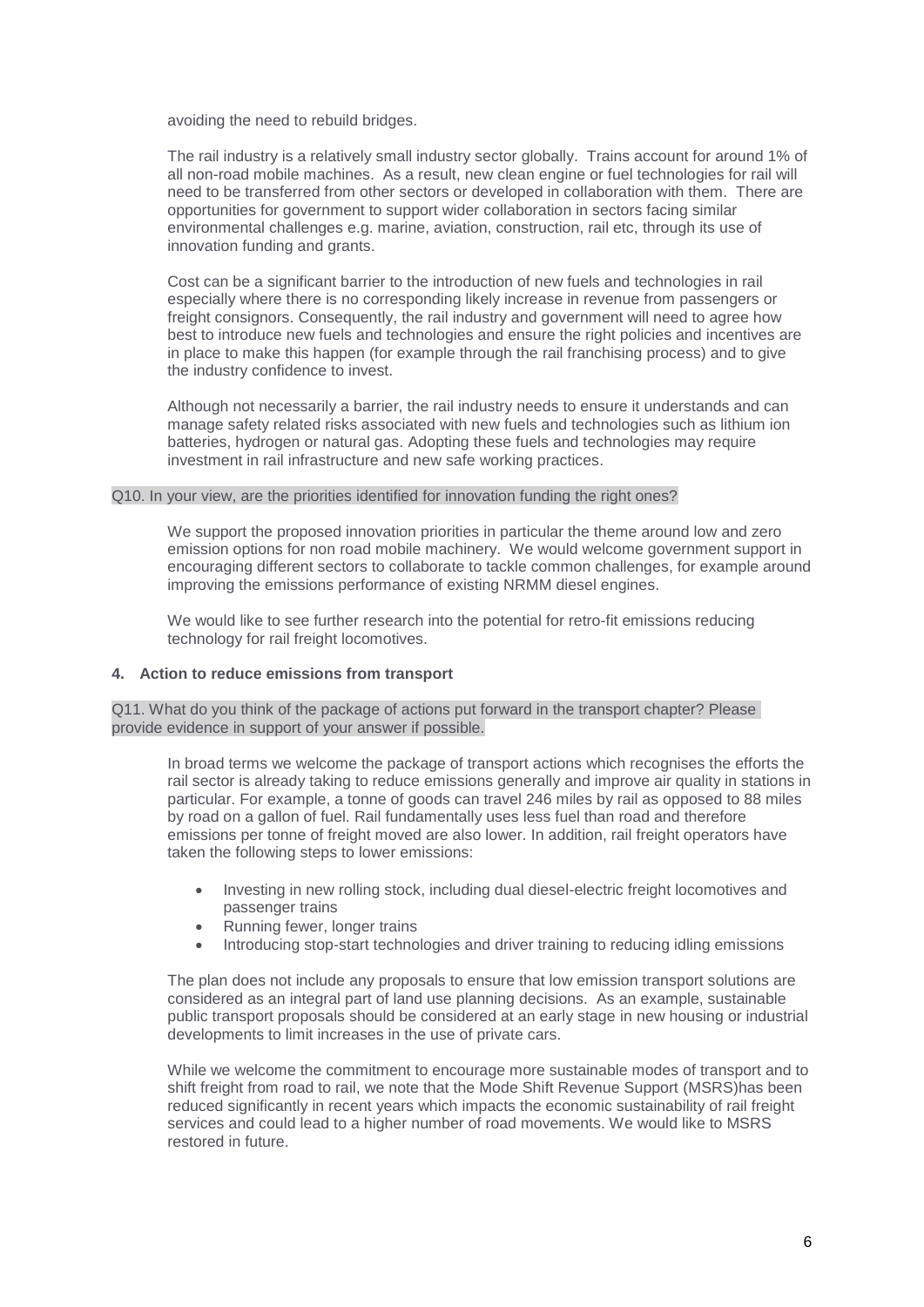avoiding the need to rebuild bridges.

The rail industry is a relatively small industry sector globally. Trains account for around 1% of all non-road mobile machines. As a result, new clean engine or fuel technologies for rail will need to be transferred from other sectors or developed in collaboration with them. There are opportunities for government to support wider collaboration in sectors facing similar environmental challenges e.g. marine, aviation, construction, rail etc, through its use of innovation funding and grants.

Cost can be a significant barrier to the introduction of new fuels and technologies in rail especially where there is no corresponding likely increase in revenue from passengers or freight consignors. Consequently, the rail industry and government will need to agree how best to introduce new fuels and technologies and ensure the right policies and incentives are in place to make this happen (for example through the rail franchising process) and to give the industry confidence to invest.

Although not necessarily a barrier, the rail industry needs to ensure it understands and can manage safety related risks associated with new fuels and technologies such as lithium ion batteries, hydrogen or natural gas. Adopting these fuels and technologies may require investment in rail infrastructure and new safe working practices.

Q10. In your view, are the priorities identified for innovation funding the right ones?

We support the proposed innovation priorities in particular the theme around low and zero emission options for non road mobile machinery. We would welcome government support in encouraging different sectors to collaborate to tackle common challenges, for example around improving the emissions performance of existing NRMM diesel engines.

We would like to see further research into the potential for retro-fit emissions reducing technology for rail freight locomotives.

## 4. Action to reduce emissions from transport

Q11. What do you think of the package of actions put forward in the transport chapter? Please provide evidence in support of your answer if possible.

In broad terms we welcome the package of transport actions which recognises the efforts the rail sector is already taking to reduce emissions generally and improve air quality in stations in particular. For example, a tonne of goods can travel 246 miles by rail as opposed to 88 miles by road on a gallon of fuel. Rail fundamentally uses less fuel than road and therefore emissions per tonne of freight moved are also lower. In addition, rail freight operators have taken the following steps to lower emissions:

- Investing in new rolling stock, including dual diesel-electric freight locomotives and passenger trains
- Running fewer, longer trains
- Introducing stop-start technologies and driver training to reducing idling emissions

The plan does not include any proposals to ensure that low emission transport solutions are considered as an integral part of land use planning decisions. As an example, sustainable public transport proposals should be considered at an early stage in new housing or industrial developments to limit increases in the use of private cars.

While we welcome the commitment to encourage more sustainable modes of transport and to shift freight from road to rail, we note that the Mode Shift Revenue Support (MSRS)has been reduced significantly in recent years which impacts the economic sustainability of rail freight services and could lead to a higher number of road movements. We would like to MSRS restored in future.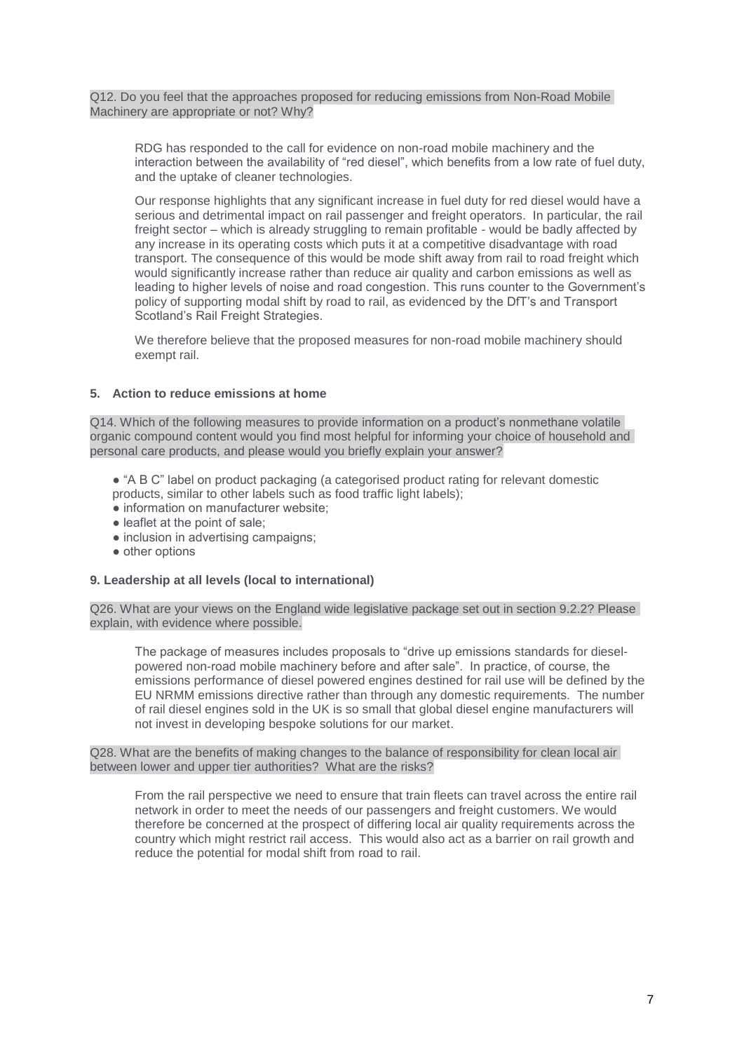Q12. Do you feel that the approaches proposed for reducing emissions from Non-Road Mobile Machinery are appropriate or not? Why?

RDG has responded to the call for evidence on non-road mobile machinery and the interaction between the availability of "red diesel", which benefits from a low rate of fuel duty, and the uptake of cleaner technologies.

Our response highlights that any significant increase in fuel duty for red diesel would have a serious and detrimental impact on rail passenger and freight operators. In particular, the rail freight sector – which is already struggling to remain profitable - would be badly affected by any increase in its operating costs which puts it at a competitive disadvantage with road transport. The consequence of this would be mode shift away from rail to road freight which would significantly increase rather than reduce air quality and carbon emissions as well as leading to higher levels of noise and road congestion. This runs counter to the Government's policy of supporting modal shift by road to rail, as evidenced by the DfT's and Transport Scotland's Rail Freight Strategies.

We therefore believe that the proposed measures for non-road mobile machinery should exempt rail.

### 5. Action to reduce emissions at home

Q14. Which of the following measures to provide information on a product's nonmethane volatile organic compound content would you find most helpful for informing your choice of household and personal care products, and please would you briefly explain your answer?

- "A B C" label on product packaging (a categorised product rating for relevant domestic products, similar to other labels such as food traffic light labels);
- information on manufacturer website;
- leaflet at the point of sale;
- inclusion in advertising campaigns;
- other options

### 9. Leadership at all levels (local to international)

Q26. What are your views on the England wide legislative package set out in section 9.2.2? Please explain, with evidence where possible.

The package of measures includes proposals to "drive up emissions standards for diesel-powered non-road mobile machinery before and after sale". In practice, of course, the emissions performance of diesel powered engines destined for rail use will be defined by the EU NRMM emissions directive rather than through any domestic requirements. The number of rail diesel engines sold in the UK is so small that global diesel engine manufacturers will not invest in developing bespoke solutions for our market.

Q28. What are the benefits of making changes to the balance of responsibility for clean local air between lower and upper tier authorities? What are the risks?

From the rail perspective we need to ensure that train fleets can travel across the entire rail network in order to meet the needs of our passengers and freight customers. We would therefore be concerned at the prospect of differing local air quality requirements across the country which might restrict rail access. This would also act as a barrier on rail growth and reduce the potential for modal shift from road to rail.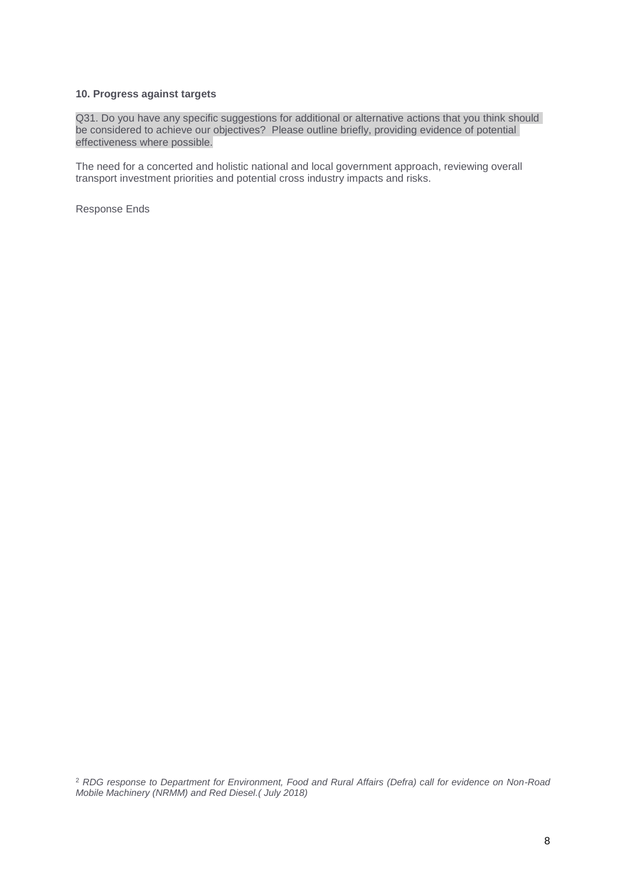**10. Progress against targets**

Q31. Do you have any specific suggestions for additional or alternative actions that you think should be considered to achieve our objectives? Please outline briefly, providing evidence of potential effectiveness where possible.

The need for a concerted and holistic national and local government approach, reviewing overall transport investment priorities and potential cross industry impacts and risks.

Response Ends

[2] *RDG response to Department for Environment, Food and Rural Affairs (Defra) call for evidence on Non-Road Mobile Machinery (NRMM) and Red Diesel.( July 2018)*